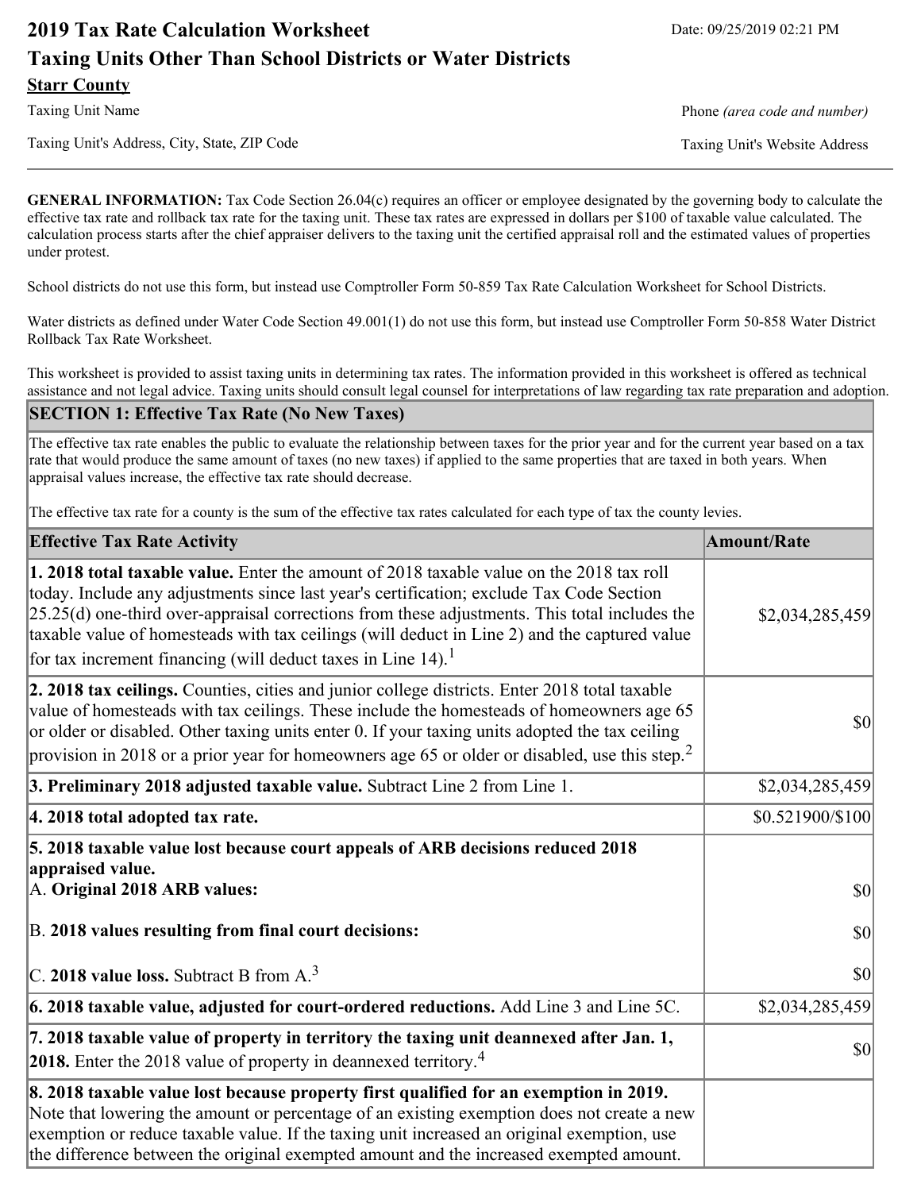# 2019 Tax Rate Calculation Worksheet

Date: 09/25/2019 02:21 PM

## Taxing Units Other Than School Districts or Water Districts

**Starr County**

Taxing Unit Name

Phone *(area code and number)*

Taxing Unit's Address, City, State, ZIP Code

Taxing Unit's Website Address

---

**GENERAL INFORMATION:** Tax Code Section 26.04(c) requires an officer or employee designated by the governing body to calculate the effective tax rate and rollback tax rate for the taxing unit. These tax rates are expressed in dollars per $100 of taxable value calculated. The calculation process starts after the chief appraiser delivers to the taxing unit the certified appraisal roll and the estimated values of properties under protest.

School districts do not use this form, but instead use Comptroller Form 50-859 Tax Rate Calculation Worksheet for School Districts.

Water districts as defined under Water Code Section 49.001(1) do not use this form, but instead use Comptroller Form 50-858 Water District Rollback Tax Rate Worksheet.

This worksheet is provided to assist taxing units in determining tax rates. The information provided in this worksheet is offered as technical assistance and not legal advice. Taxing units should consult legal counsel for interpretations of law regarding tax rate preparation and adoption.

### SECTION 1: Effective Tax Rate (No New Taxes)

The effective tax rate enables the public to evaluate the relationship between taxes for the prior year and for the current year based on a tax rate that would produce the same amount of taxes (no new taxes) if applied to the same properties that are taxed in both years. When appraisal values increase, the effective tax rate should decrease.

The effective tax rate for a county is the sum of the effective tax rates calculated for each type of tax the county levies.

| Effective Tax Rate Activity | Amount/Rate |
|---|---|
| **1. 2018 total taxable value.** Enter the amount of 2018 taxable value on the 2018 tax roll today. Include any adjustments since last year's certification; exclude Tax Code Section 25.25(d) one-third over-appraisal corrections from these adjustments. This total includes the taxable value of homesteads with tax ceilings (will deduct in Line 2) and the captured value for tax increment financing (will deduct taxes in Line 14).[1] | $2,034,285,459 |
| **2. 2018 tax ceilings.** Counties, cities and junior college districts. Enter 2018 total taxable value of homesteads with tax ceilings. These include the homesteads of homeowners age 65 or older or disabled. Other taxing units enter 0. If your taxing units adopted the tax ceiling provision in 2018 or a prior year for homeowners age 65 or older or disabled, use this step.[2] | $0 |
| **3. Preliminary 2018 adjusted taxable value.** Subtract Line 2 from Line 1. | $2,034,285,459 |
| **4. 2018 total adopted tax rate.** | $0.521900/$100 |
| **5. 2018 taxable value lost because court appeals of ARB decisions reduced 2018 appraised value.** | |
| A. **Original 2018 ARB values:** | $0 |
| B. **2018 values resulting from final court decisions:** | $0 |
| C. **2018 value loss.** Subtract B from A.[3] | $0 |
| **6. 2018 taxable value, adjusted for court-ordered reductions.** Add Line 3 and Line 5C. | $2,034,285,459 |
| **7. 2018 taxable value of property in territory the taxing unit deannexed after Jan. 1, 2018.** Enter the 2018 value of property in deannexed territory.[4] | $0 |
| **8. 2018 taxable value lost because property first qualified for an exemption in 2019.** Note that lowering the amount or percentage of an existing exemption does not create a new exemption or reduce taxable value. If the taxing unit increased an original exemption, use the difference between the original exempted amount and the increased exempted amount. | |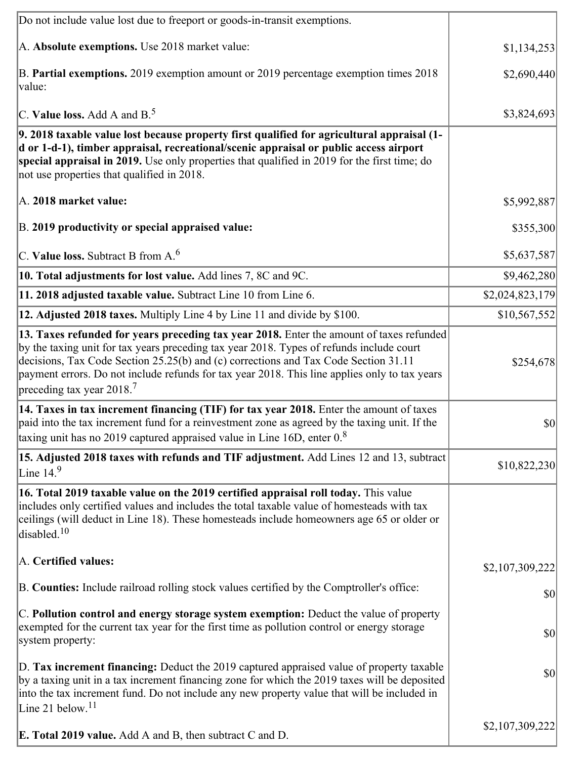| | |
|---|---|
| Do not include value lost due to freeport or goods-in-transit exemptions.<br><br>A. **Absolute exemptions.** Use 2018 market value:<br><br>B. **Partial exemptions.** 2019 exemption amount or 2019 percentage exemption times 2018 value:<br><br>C. **Value loss.** Add A and B.[5] | <br><br>$1,134,253<br><br>$2,690,440<br><br>$3,824,693 |
| **9. 2018 taxable value lost because property first qualified for agricultural appraisal (1-d or 1-d-1), timber appraisal, recreational/scenic appraisal or public access airport special appraisal in 2019.** Use only properties that qualified in 2019 for the first time; do not use properties that qualified in 2018.<br><br>A. **2018 market value:**<br><br>B. **2019 productivity or special appraised value:**<br><br>C. **Value loss.** Subtract B from A.[6] | <br><br><br><br>$5,992,887<br><br>$355,300<br><br>$5,637,587 |
| **10. Total adjustments for lost value.** Add lines 7, 8C and 9C. | $9,462,280 |
| **11. 2018 adjusted taxable value.** Subtract Line 10 from Line 6. | $2,024,823,179 |
| **12. Adjusted 2018 taxes.** Multiply Line 4 by Line 11 and divide by $100. | $10,567,552 |
| **13. Taxes refunded for years preceding tax year 2018.** Enter the amount of taxes refunded by the taxing unit for tax years preceding tax year 2018. Types of refunds include court decisions, Tax Code Section 25.25(b) and (c) corrections and Tax Code Section 31.11 payment errors. Do not include refunds for tax year 2018. This line applies only to tax years preceding tax year 2018.[7] | $254,678 |
| **14. Taxes in tax increment financing (TIF) for tax year 2018.** Enter the amount of taxes paid into the tax increment fund for a reinvestment zone as agreed by the taxing unit. If the taxing unit has no 2019 captured appraised value in Line 16D, enter 0.[8] | $0 |
| **15. Adjusted 2018 taxes with refunds and TIF adjustment.** Add Lines 12 and 13, subtract Line 14.[9] | $10,822,230 |
| **16. Total 2019 taxable value on the 2019 certified appraisal roll today.** This value includes only certified values and includes the total taxable value of homesteads with tax ceilings (will deduct in Line 18). These homesteads include homeowners age 65 or older or disabled.[10]<br><br>A. **Certified values:**<br><br>B. **Counties:** Include railroad rolling stock values certified by the Comptroller's office:<br><br>C. **Pollution control and energy storage system exemption:** Deduct the value of property exempted for the current tax year for the first time as pollution control or energy storage system property:<br><br>D. **Tax increment financing:** Deduct the 2019 captured appraised value of property taxable by a taxing unit in a tax increment financing zone for which the 2019 taxes will be deposited into the tax increment fund. Do not include any new property value that will be included in Line 21 below.[11]<br><br>E. **Total 2019 value.** Add A and B, then subtract C and D. | <br><br><br><br>$2,107,309,222<br><br>$0<br><br>$0<br><br>$0<br><br>$2,107,309,222 |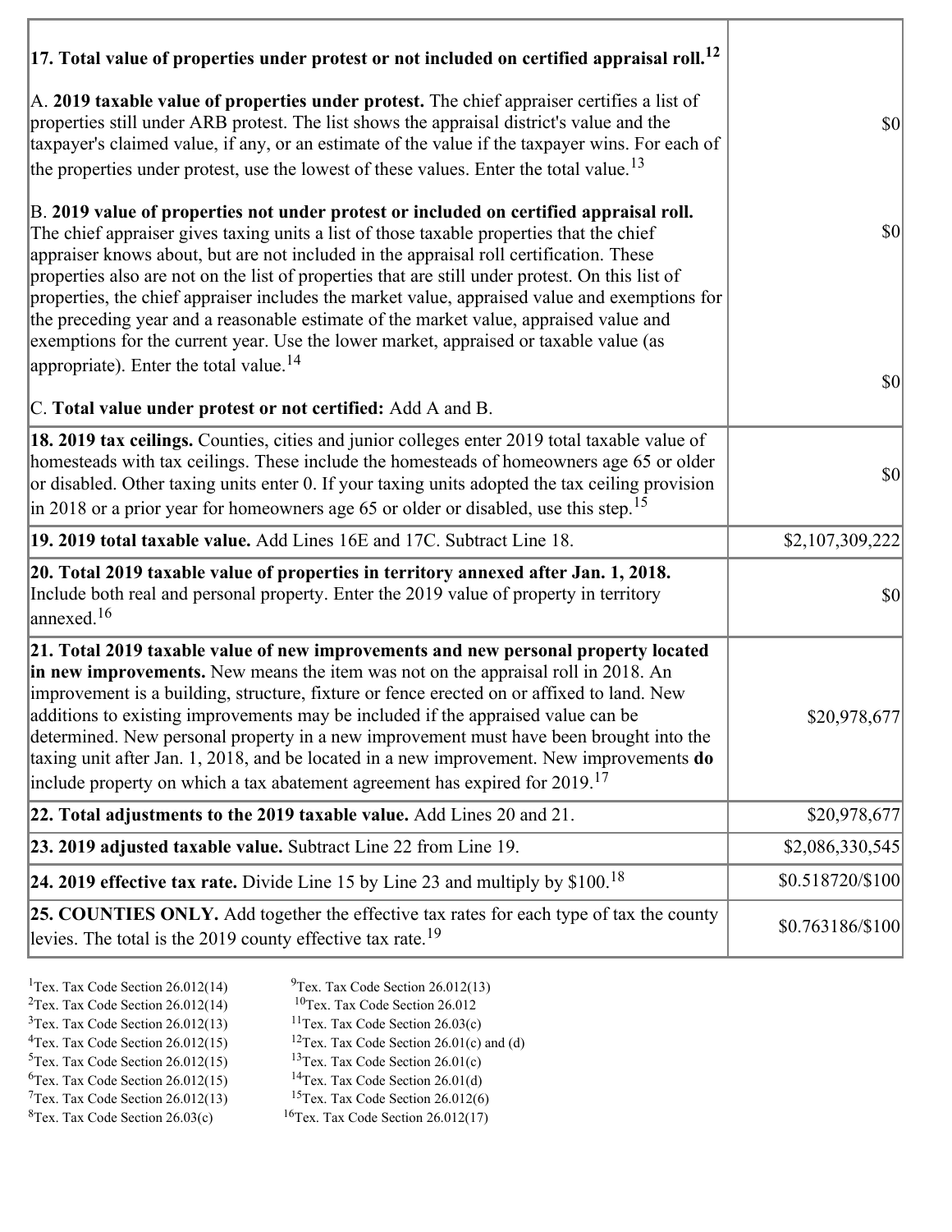| | |
|---|---|
| **17. Total value of properties under protest or not included on certified appraisal roll.**[12] | |
| A. **2019 taxable value of properties under protest.** The chief appraiser certifies a list of properties still under ARB protest. The list shows the appraisal district's value and the taxpayer's claimed value, if any, or an estimate of the value if the taxpayer wins. For each of the properties under protest, use the lowest of these values. Enter the total value.[13] | $0 |
| B. **2019 value of properties not under protest or included on certified appraisal roll.** The chief appraiser gives taxing units a list of those taxable properties that the chief appraiser knows about, but are not included in the appraisal roll certification. These properties also are not on the list of properties that are still under protest. On this list of properties, the chief appraiser includes the market value, appraised value and exemptions for the preceding year and a reasonable estimate of the market value, appraised value and exemptions for the current year. Use the lower market, appraised or taxable value (as appropriate). Enter the total value.[14] | $0 |
| C. **Total value under protest or not certified:** Add A and B. | $0 |
| **18. 2019 tax ceilings.** Counties, cities and junior colleges enter 2019 total taxable value of homesteads with tax ceilings. These include the homesteads of homeowners age 65 or older or disabled. Other taxing units enter 0. If your taxing units adopted the tax ceiling provision in 2018 or a prior year for homeowners age 65 or older or disabled, use this step.[15] | $0 |
| **19. 2019 total taxable value.** Add Lines 16E and 17C. Subtract Line 18. | $2,107,309,222 |
| **20. Total 2019 taxable value of properties in territory annexed after Jan. 1, 2018.** Include both real and personal property. Enter the 2019 value of property in territory annexed.[16] | $0 |
| **21. Total 2019 taxable value of new improvements and new personal property located in new improvements.** New means the item was not on the appraisal roll in 2018. An improvement is a building, structure, fixture or fence erected on or affixed to land. New additions to existing improvements may be included if the appraised value can be determined. New personal property in a new improvement must have been brought into the taxing unit after Jan. 1, 2018, and be located in a new improvement. New improvements **do** include property on which a tax abatement agreement has expired for 2019.[17] | $20,978,677 |
| **22. Total adjustments to the 2019 taxable value.** Add Lines 20 and 21. | $20,978,677 |
| **23. 2019 adjusted taxable value.** Subtract Line 22 from Line 19. | $2,086,330,545 |
| **24. 2019 effective tax rate.** Divide Line 15 by Line 23 and multiply by $100.[18] | $0.518720/$100 |
| **25. COUNTIES ONLY.** Add together the effective tax rates for each type of tax the county levies. The total is the 2019 county effective tax rate.[19] | $0.763186/$100 |

[1]Tex. Tax Code Section 26.012(14)
[2]Tex. Tax Code Section 26.012(14)
[3]Tex. Tax Code Section 26.012(13)
[4]Tex. Tax Code Section 26.012(15)
[5]Tex. Tax Code Section 26.012(15)
[6]Tex. Tax Code Section 26.012(15)
[7]Tex. Tax Code Section 26.012(13)
[8]Tex. Tax Code Section 26.03(c)
[9]Tex. Tax Code Section 26.012(13)
[10]Tex. Tax Code Section 26.012
[11]Tex. Tax Code Section 26.03(c)
[12]Tex. Tax Code Section 26.01(c) and (d)
[13]Tex. Tax Code Section 26.01(c)
[14]Tex. Tax Code Section 26.01(d)
[15]Tex. Tax Code Section 26.012(6)
[16]Tex. Tax Code Section 26.012(17)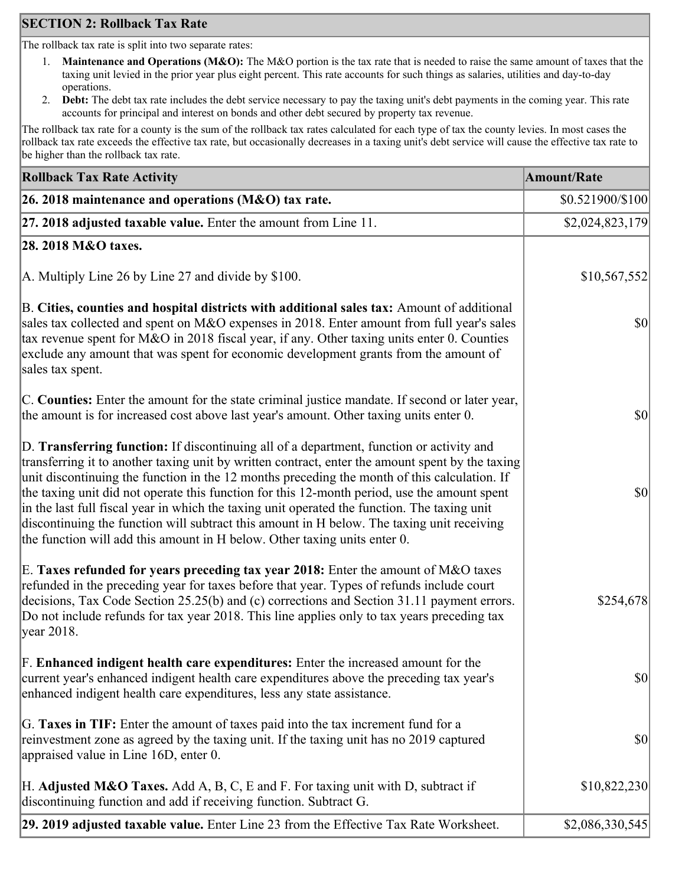## SECTION 2: Rollback Tax Rate

The rollback tax rate is split into two separate rates:

1. **Maintenance and Operations (M&O):** The M&O portion is the tax rate that is needed to raise the same amount of taxes that the taxing unit levied in the prior year plus eight percent. This rate accounts for such things as salaries, utilities and day-to-day operations.
2. **Debt:** The debt tax rate includes the debt service necessary to pay the taxing unit's debt payments in the coming year. This rate accounts for principal and interest on bonds and other debt secured by property tax revenue.

The rollback tax rate for a county is the sum of the rollback tax rates calculated for each type of tax the county levies. In most cases the rollback tax rate exceeds the effective tax rate, but occasionally decreases in a taxing unit's debt service will cause the effective tax rate to be higher than the rollback tax rate.

| Rollback Tax Rate Activity | Amount/Rate |
|---|---|
| **26. 2018 maintenance and operations (M&O) tax rate.** | $0.521900/$100 |
| **27. 2018 adjusted taxable value.** Enter the amount from Line 11. | $2,024,823,179 |
| **28. 2018 M&O taxes.** | |
| A. Multiply Line 26 by Line 27 and divide by $100. | $10,567,552 |
| B. **Cities, counties and hospital districts with additional sales tax:** Amount of additional sales tax collected and spent on M&O expenses in 2018. Enter amount from full year's sales tax revenue spent for M&O in 2018 fiscal year, if any. Other taxing units enter 0. Counties exclude any amount that was spent for economic development grants from the amount of sales tax spent. | $0 |
| C. **Counties:** Enter the amount for the state criminal justice mandate. If second or later year, the amount is for increased cost above last year's amount. Other taxing units enter 0. | $0 |
| D. **Transferring function:** If discontinuing all of a department, function or activity and transferring it to another taxing unit by written contract, enter the amount spent by the taxing unit discontinuing the function in the 12 months preceding the month of this calculation. If the taxing unit did not operate this function for this 12-month period, use the amount spent in the last full fiscal year in which the taxing unit operated the function. The taxing unit discontinuing the function will subtract this amount in H below. The taxing unit receiving the function will add this amount in H below. Other taxing units enter 0. | $0 |
| E. **Taxes refunded for years preceding tax year 2018:** Enter the amount of M&O taxes refunded in the preceding year for taxes before that year. Types of refunds include court decisions, Tax Code Section 25.25(b) and (c) corrections and Section 31.11 payment errors. Do not include refunds for tax year 2018. This line applies only to tax years preceding tax year 2018. | $254,678 |
| F. **Enhanced indigent health care expenditures:** Enter the increased amount for the current year's enhanced indigent health care expenditures above the preceding tax year's enhanced indigent health care expenditures, less any state assistance. | $0 |
| G. **Taxes in TIF:** Enter the amount of taxes paid into the tax increment fund for a reinvestment zone as agreed by the taxing unit. If the taxing unit has no 2019 captured appraised value in Line 16D, enter 0. | $0 |
| H. **Adjusted M&O Taxes.** Add A, B, C, E and F. For taxing unit with D, subtract if discontinuing function and add if receiving function. Subtract G. | $10,822,230 |
| **29. 2019 adjusted taxable value.** Enter Line 23 from the Effective Tax Rate Worksheet. | $2,086,330,545 |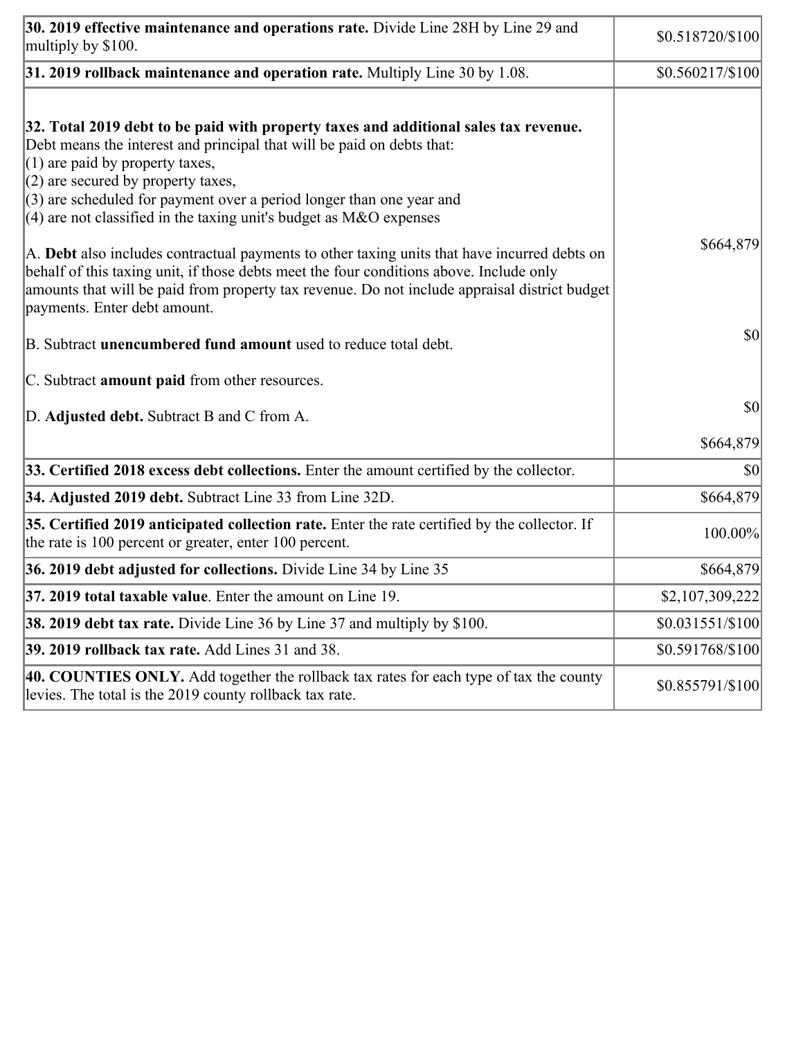| | |
|---|---|
| **30. 2019 effective maintenance and operations rate.** Divide Line 28H by Line 29 and multiply by $100. | $0.518720/$100 |
| **31. 2019 rollback maintenance and operation rate.** Multiply Line 30 by 1.08. | $0.560217/$100 |
| **32. Total 2019 debt to be paid with property taxes and additional sales tax revenue.** Debt means the interest and principal that will be paid on debts that:<br>(1) are paid by property taxes,<br>(2) are secured by property taxes,<br>(3) are scheduled for payment over a period longer than one year and<br>(4) are not classified in the taxing unit's budget as M&O expenses<br><br>A. **Debt** also includes contractual payments to other taxing units that have incurred debts on behalf of this taxing unit, if those debts meet the four conditions above. Include only amounts that will be paid from property tax revenue. Do not include appraisal district budget payments. Enter debt amount.<br><br>B. Subtract **unencumbered fund amount** used to reduce total debt.<br><br>C. Subtract **amount paid** from other resources.<br><br>D. **Adjusted debt.** Subtract B and C from A. | <br><br><br><br><br><br><br>$664,879<br><br><br>$0<br><br><br>$0<br><br>$664,879 |
| **33. Certified 2018 excess debt collections.** Enter the amount certified by the collector. | $0 |
| **34. Adjusted 2019 debt.** Subtract Line 33 from Line 32D. | $664,879 |
| **35. Certified 2019 anticipated collection rate.** Enter the rate certified by the collector. If the rate is 100 percent or greater, enter 100 percent. | 100.00% |
| **36. 2019 debt adjusted for collections.** Divide Line 34 by Line 35 | $664,879 |
| **37. 2019 total taxable value**. Enter the amount on Line 19. | $2,107,309,222 |
| **38. 2019 debt tax rate.** Divide Line 36 by Line 37 and multiply by $100. | $0.031551/$100 |
| **39. 2019 rollback tax rate.** Add Lines 31 and 38. | $0.591768/$100 |
| **40. COUNTIES ONLY.** Add together the rollback tax rates for each type of tax the county levies. The total is the 2019 county rollback tax rate. | $0.855791/$100 |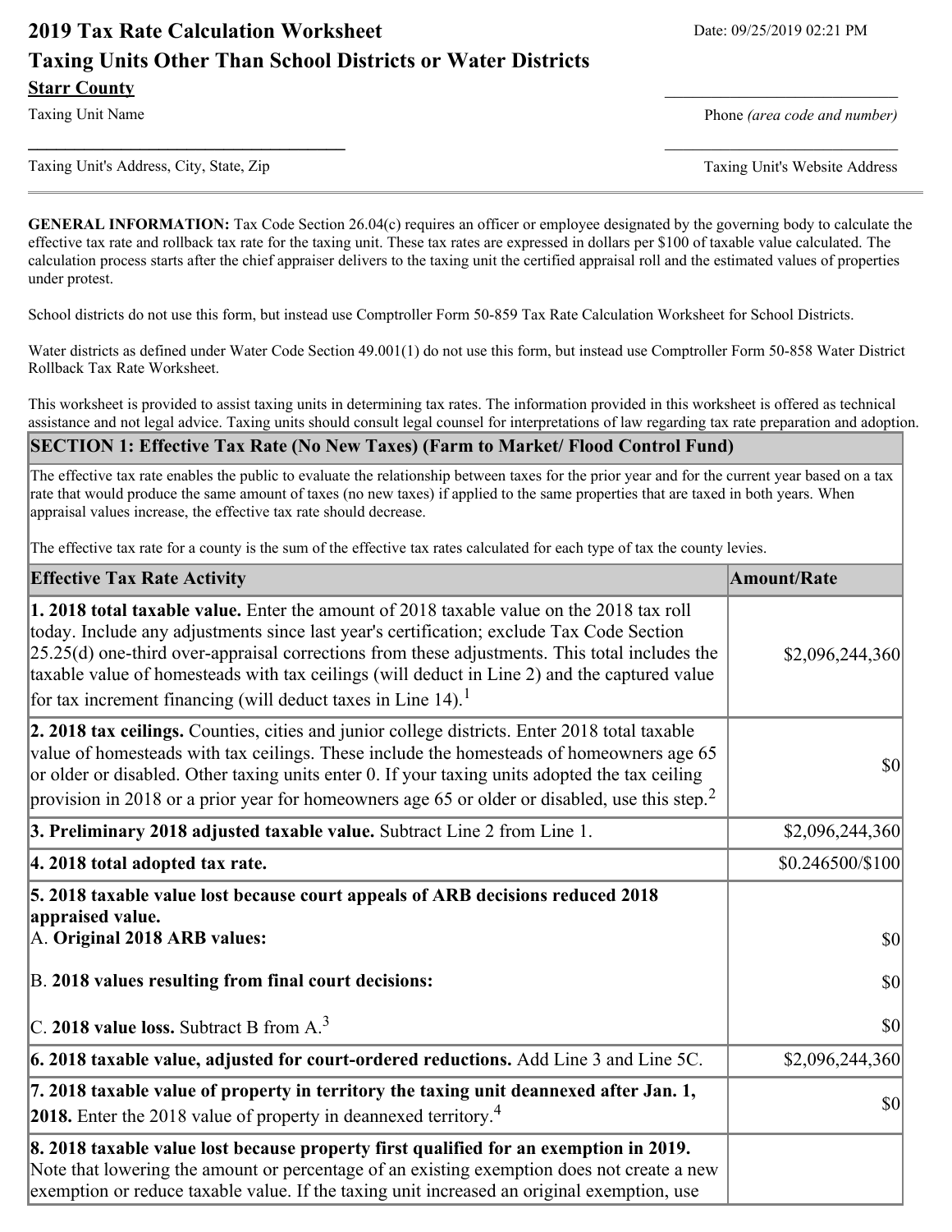# 2019 Tax Rate Calculation Worksheet

Date: 09/25/2019 02:21 PM

## Taxing Units Other Than School Districts or Water Districts

**Starr County**

Taxing Unit Name

Phone *(area code and number)*

Taxing Unit's Address, City, State, Zip

Taxing Unit's Website Address

---

**GENERAL INFORMATION:** Tax Code Section 26.04(c) requires an officer or employee designated by the governing body to calculate the effective tax rate and rollback tax rate for the taxing unit. These tax rates are expressed in dollars per $100 of taxable value calculated. The calculation process starts after the chief appraiser delivers to the taxing unit the certified appraisal roll and the estimated values of properties under protest.

School districts do not use this form, but instead use Comptroller Form 50-859 Tax Rate Calculation Worksheet for School Districts.

Water districts as defined under Water Code Section 49.001(1) do not use this form, but instead use Comptroller Form 50-858 Water District Rollback Tax Rate Worksheet.

This worksheet is provided to assist taxing units in determining tax rates. The information provided in this worksheet is offered as technical assistance and not legal advice. Taxing units should consult legal counsel for interpretations of law regarding tax rate preparation and adoption.

### SECTION 1: Effective Tax Rate (No New Taxes) (Farm to Market/ Flood Control Fund)

The effective tax rate enables the public to evaluate the relationship between taxes for the prior year and for the current year based on a tax rate that would produce the same amount of taxes (no new taxes) if applied to the same properties that are taxed in both years. When appraisal values increase, the effective tax rate should decrease.

The effective tax rate for a county is the sum of the effective tax rates calculated for each type of tax the county levies.

| Effective Tax Rate Activity | Amount/Rate |
|---|---|
| **1. 2018 total taxable value.** Enter the amount of 2018 taxable value on the 2018 tax roll today. Include any adjustments since last year's certification; exclude Tax Code Section 25.25(d) one-third over-appraisal corrections from these adjustments. This total includes the taxable value of homesteads with tax ceilings (will deduct in Line 2) and the captured value for tax increment financing (will deduct taxes in Line 14).[1] | $2,096,244,360 |
| **2. 2018 tax ceilings.** Counties, cities and junior college districts. Enter 2018 total taxable value of homesteads with tax ceilings. These include the homesteads of homeowners age 65 or older or disabled. Other taxing units enter 0. If your taxing units adopted the tax ceiling provision in 2018 or a prior year for homeowners age 65 or older or disabled, use this step.[2] | $0 |
| **3. Preliminary 2018 adjusted taxable value.** Subtract Line 2 from Line 1. | $2,096,244,360 |
| **4. 2018 total adopted tax rate.** | $0.246500/$100 |
| **5. 2018 taxable value lost because court appeals of ARB decisions reduced 2018 appraised value.**<br>A. **Original 2018 ARB values:**<br>B. **2018 values resulting from final court decisions:**<br>C. **2018 value loss.** Subtract B from A.[3] | <br><br>$0<br>$0<br>$0 |
| **6. 2018 taxable value, adjusted for court-ordered reductions.** Add Line 3 and Line 5C. | $2,096,244,360 |
| **7. 2018 taxable value of property in territory the taxing unit deannexed after Jan. 1, 2018.** Enter the 2018 value of property in deannexed territory.[4] | $0 |
| **8. 2018 taxable value lost because property first qualified for an exemption in 2019.** Note that lowering the amount or percentage of an existing exemption does not create a new exemption or reduce taxable value. If the taxing unit increased an original exemption, use | |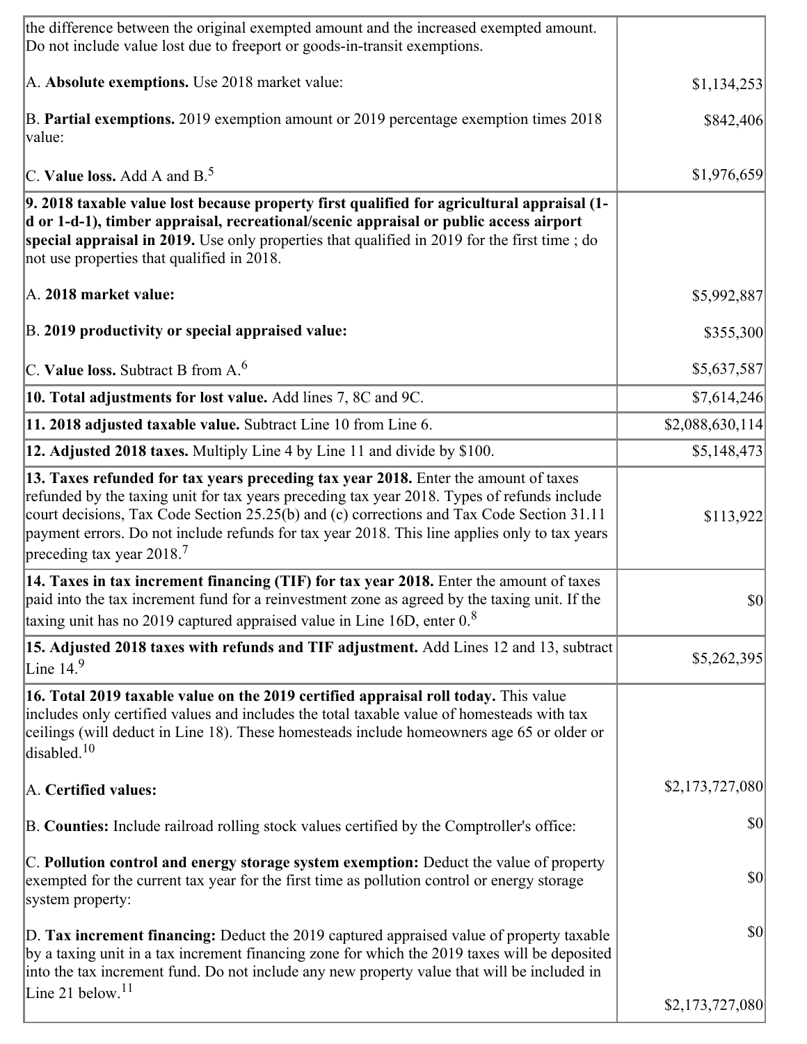| | |
|---|---|
| the difference between the original exempted amount and the increased exempted amount. Do not include value lost due to freeport or goods-in-transit exemptions.<br><br>A. **Absolute exemptions.** Use 2018 market value:<br><br>B. **Partial exemptions.** 2019 exemption amount or 2019 percentage exemption times 2018 value:<br><br>C. **Value loss.** Add A and B.[5] | <br><br>$1,134,253<br><br>$842,406<br><br>$1,976,659 |
| **9. 2018 taxable value lost because property first qualified for agricultural appraisal (1-d or 1-d-1), timber appraisal, recreational/scenic appraisal or public access airport special appraisal in 2019.** Use only properties that qualified in 2019 for the first time ; do not use properties that qualified in 2018.<br><br>A. **2018 market value:**<br><br>B. **2019 productivity or special appraised value:**<br><br>C. **Value loss.** Subtract B from A.[6] | <br><br><br><br>$5,992,887<br><br>$355,300<br><br>$5,637,587 |
| **10. Total adjustments for lost value.** Add lines 7, 8C and 9C. | $7,614,246 |
| **11. 2018 adjusted taxable value.** Subtract Line 10 from Line 6. | $2,088,630,114 |
| **12. Adjusted 2018 taxes.** Multiply Line 4 by Line 11 and divide by $100. | $5,148,473 |
| **13. Taxes refunded for tax years preceding tax year 2018.** Enter the amount of taxes refunded by the taxing unit for tax years preceding tax year 2018. Types of refunds include court decisions, Tax Code Section 25.25(b) and (c) corrections and Tax Code Section 31.11 payment errors. Do not include refunds for tax year 2018. This line applies only to tax years preceding tax year 2018.[7] | $113,922 |
| **14. Taxes in tax increment financing (TIF) for tax year 2018.** Enter the amount of taxes paid into the tax increment fund for a reinvestment zone as agreed by the taxing unit. If the taxing unit has no 2019 captured appraised value in Line 16D, enter 0.[8] | $0 |
| **15. Adjusted 2018 taxes with refunds and TIF adjustment.** Add Lines 12 and 13, subtract Line 14.[9] | $5,262,395 |
| **16. Total 2019 taxable value on the 2019 certified appraisal roll today.** This value includes only certified values and includes the total taxable value of homesteads with tax ceilings (will deduct in Line 18). These homesteads include homeowners age 65 or older or disabled.[10]<br><br>A. **Certified values:**<br><br>B. **Counties:** Include railroad rolling stock values certified by the Comptroller's office:<br><br>C. **Pollution control and energy storage system exemption:** Deduct the value of property exempted for the current tax year for the first time as pollution control or energy storage system property:<br><br>D. **Tax increment financing:** Deduct the 2019 captured appraised value of property taxable by a taxing unit in a tax increment financing zone for which the 2019 taxes will be deposited into the tax increment fund. Do not include any new property value that will be included in Line 21 below.[11] | <br><br><br><br>$2,173,727,080<br><br>$0<br><br>$0<br><br>$0<br><br>$2,173,727,080 |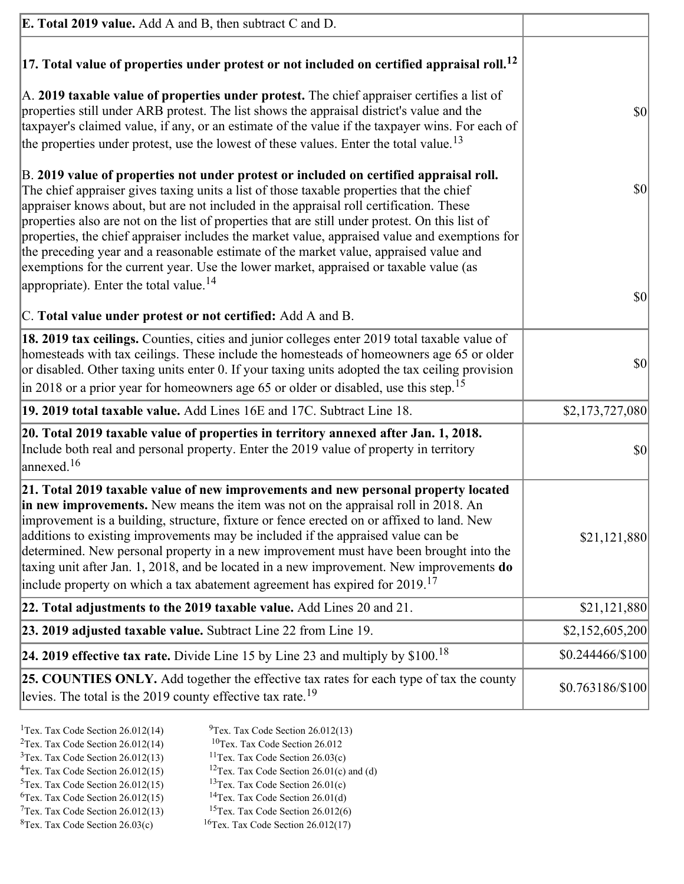| | |
|---|---|
| **E. Total 2019 value.** Add A and B, then subtract C and D. | |
| **17. Total value of properties under protest or not included on certified appraisal roll.**[12]<br><br>A. **2019 taxable value of properties under protest.** The chief appraiser certifies a list of properties still under ARB protest. The list shows the appraisal district's value and the taxpayer's claimed value, if any, or an estimate of the value if the taxpayer wins. For each of the properties under protest, use the lowest of these values. Enter the total value.[13]<br><br>B. **2019 value of properties not under protest or included on certified appraisal roll.** The chief appraiser gives taxing units a list of those taxable properties that the chief appraiser knows about, but are not included in the appraisal roll certification. These properties also are not on the list of properties that are still under protest. On this list of properties, the chief appraiser includes the market value, appraised value and exemptions for the preceding year and a reasonable estimate of the market value, appraised value and exemptions for the current year. Use the lower market, appraised or taxable value (as appropriate). Enter the total value.[14]<br><br>C. **Total value under protest or not certified:** Add A and B. | $0<br><br>$0<br><br>$0 |
| **18. 2019 tax ceilings.** Counties, cities and junior colleges enter 2019 total taxable value of homesteads with tax ceilings. These include the homesteads of homeowners age 65 or older or disabled. Other taxing units enter 0. If your taxing units adopted the tax ceiling provision in 2018 or a prior year for homeowners age 65 or older or disabled, use this step.[15] | $0 |
| **19. 2019 total taxable value.** Add Lines 16E and 17C. Subtract Line 18. | $2,173,727,080 |
| **20. Total 2019 taxable value of properties in territory annexed after Jan. 1, 2018.** Include both real and personal property. Enter the 2019 value of property in territory annexed.[16] | $0 |
| **21. Total 2019 taxable value of new improvements and new personal property located in new improvements.** New means the item was not on the appraisal roll in 2018. An improvement is a building, structure, fixture or fence erected on or affixed to land. New additions to existing improvements may be included if the appraised value can be determined. New personal property in a new improvement must have been brought into the taxing unit after Jan. 1, 2018, and be located in a new improvement. New improvements **do** include property on which a tax abatement agreement has expired for 2019.[17] | $21,121,880 |
| **22. Total adjustments to the 2019 taxable value.** Add Lines 20 and 21. | $21,121,880 |
| **23. 2019 adjusted taxable value.** Subtract Line 22 from Line 19. | $2,152,605,200 |
| **24. 2019 effective tax rate.** Divide Line 15 by Line 23 and multiply by $100.[18] | $0.244466/$100 |
| **25. COUNTIES ONLY.** Add together the effective tax rates for each type of tax the county levies. The total is the 2019 county effective tax rate.[19] | $0.763186/$100 |

[1] Tex. Tax Code Section 26.012(14)
[2] Tex. Tax Code Section 26.012(14)
[3] Tex. Tax Code Section 26.012(13)
[4] Tex. Tax Code Section 26.012(15)
[5] Tex. Tax Code Section 26.012(15)
[6] Tex. Tax Code Section 26.012(15)
[7] Tex. Tax Code Section 26.012(13)
[8] Tex. Tax Code Section 26.03(c)
[9] Tex. Tax Code Section 26.012(13)
[10] Tex. Tax Code Section 26.012
[11] Tex. Tax Code Section 26.03(c)
[12] Tex. Tax Code Section 26.01(c) and (d)
[13] Tex. Tax Code Section 26.01(c)
[14] Tex. Tax Code Section 26.01(d)
[15] Tex. Tax Code Section 26.012(6)
[16] Tex. Tax Code Section 26.012(17)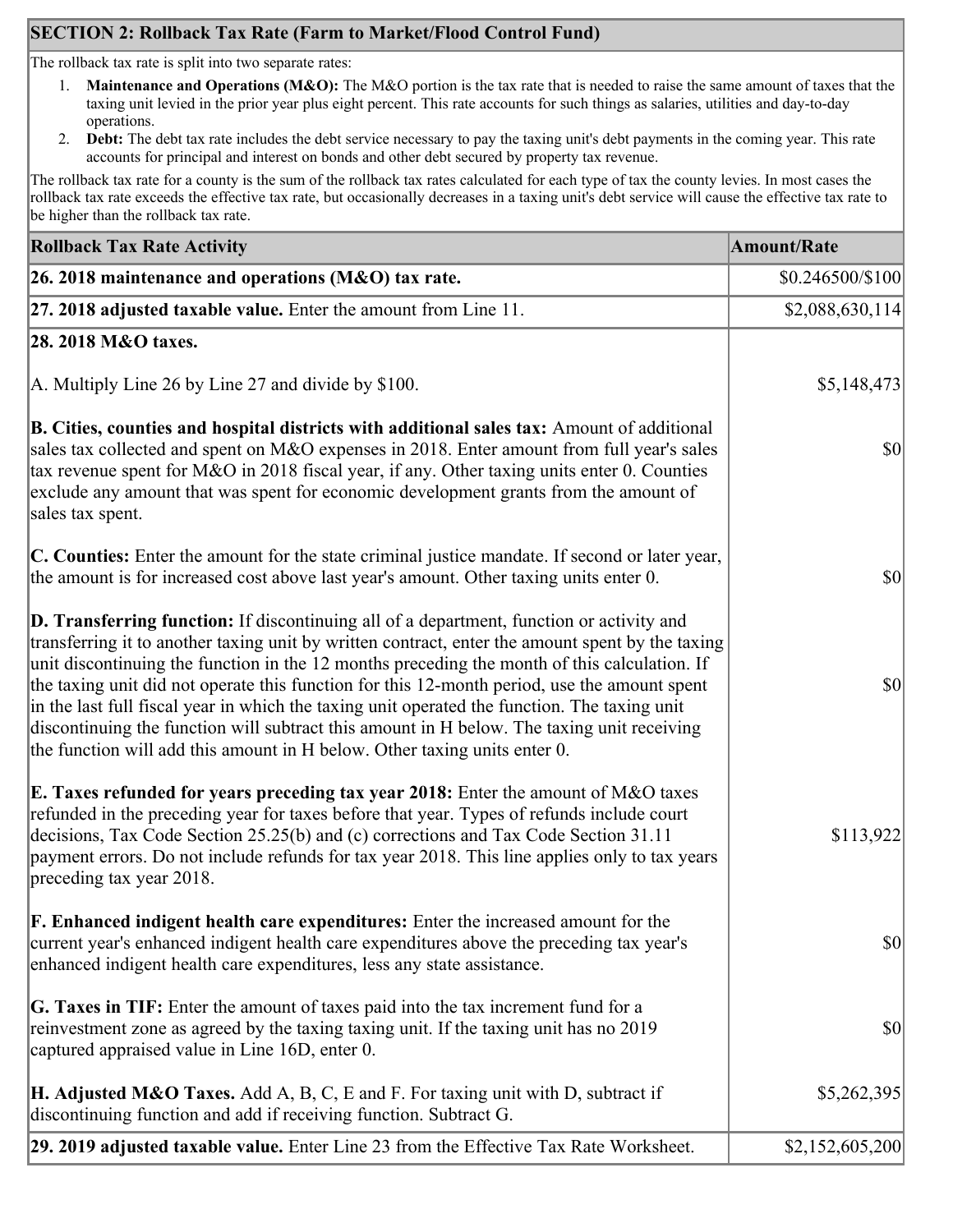## SECTION 2: Rollback Tax Rate (Farm to Market/Flood Control Fund)

The rollback tax rate is split into two separate rates:

1. **Maintenance and Operations (M&O):** The M&O portion is the tax rate that is needed to raise the same amount of taxes that the taxing unit levied in the prior year plus eight percent. This rate accounts for such things as salaries, utilities and day-to-day operations.
2. **Debt:** The debt tax rate includes the debt service necessary to pay the taxing unit's debt payments in the coming year. This rate accounts for principal and interest on bonds and other debt secured by property tax revenue.

The rollback tax rate for a county is the sum of the rollback tax rates calculated for each type of tax the county levies. In most cases the rollback tax rate exceeds the effective tax rate, but occasionally decreases in a taxing unit's debt service will cause the effective tax rate to be higher than the rollback tax rate.

| Rollback Tax Rate Activity | Amount/Rate |
|---|---|
| **26. 2018 maintenance and operations (M&O) tax rate.** | $0.246500/$100 |
| **27. 2018 adjusted taxable value.** Enter the amount from Line 11. | $2,088,630,114 |
| **28. 2018 M&O taxes.** | |
| A. Multiply Line 26 by Line 27 and divide by $100. | $5,148,473 |
| **B. Cities, counties and hospital districts with additional sales tax:** Amount of additional sales tax collected and spent on M&O expenses in 2018. Enter amount from full year's sales tax revenue spent for M&O in 2018 fiscal year, if any. Other taxing units enter 0. Counties exclude any amount that was spent for economic development grants from the amount of sales tax spent. | $0 |
| **C. Counties:** Enter the amount for the state criminal justice mandate. If second or later year, the amount is for increased cost above last year's amount. Other taxing units enter 0. | $0 |
| **D. Transferring function:** If discontinuing all of a department, function or activity and transferring it to another taxing unit by written contract, enter the amount spent by the taxing unit discontinuing the function in the 12 months preceding the month of this calculation. If the taxing unit did not operate this function for this 12-month period, use the amount spent in the last full fiscal year in which the taxing unit operated the function. The taxing unit discontinuing the function will subtract this amount in H below. The taxing unit receiving the function will add this amount in H below. Other taxing units enter 0. | $0 |
| **E. Taxes refunded for years preceding tax year 2018:** Enter the amount of M&O taxes refunded in the preceding year for taxes before that year. Types of refunds include court decisions, Tax Code Section 25.25(b) and (c) corrections and Tax Code Section 31.11 payment errors. Do not include refunds for tax year 2018. This line applies only to tax years preceding tax year 2018. | $113,922 |
| **F. Enhanced indigent health care expenditures:** Enter the increased amount for the current year's enhanced indigent health care expenditures above the preceding tax year's enhanced indigent health care expenditures, less any state assistance. | $0 |
| **G. Taxes in TIF:** Enter the amount of taxes paid into the tax increment fund for a reinvestment zone as agreed by the taxing taxing unit. If the taxing unit has no 2019 captured appraised value in Line 16D, enter 0. | $0 |
| **H. Adjusted M&O Taxes.** Add A, B, C, E and F. For taxing unit with D, subtract if discontinuing function and add if receiving function. Subtract G. | $5,262,395 |
| **29. 2019 adjusted taxable value.** Enter Line 23 from the Effective Tax Rate Worksheet. | $2,152,605,200 |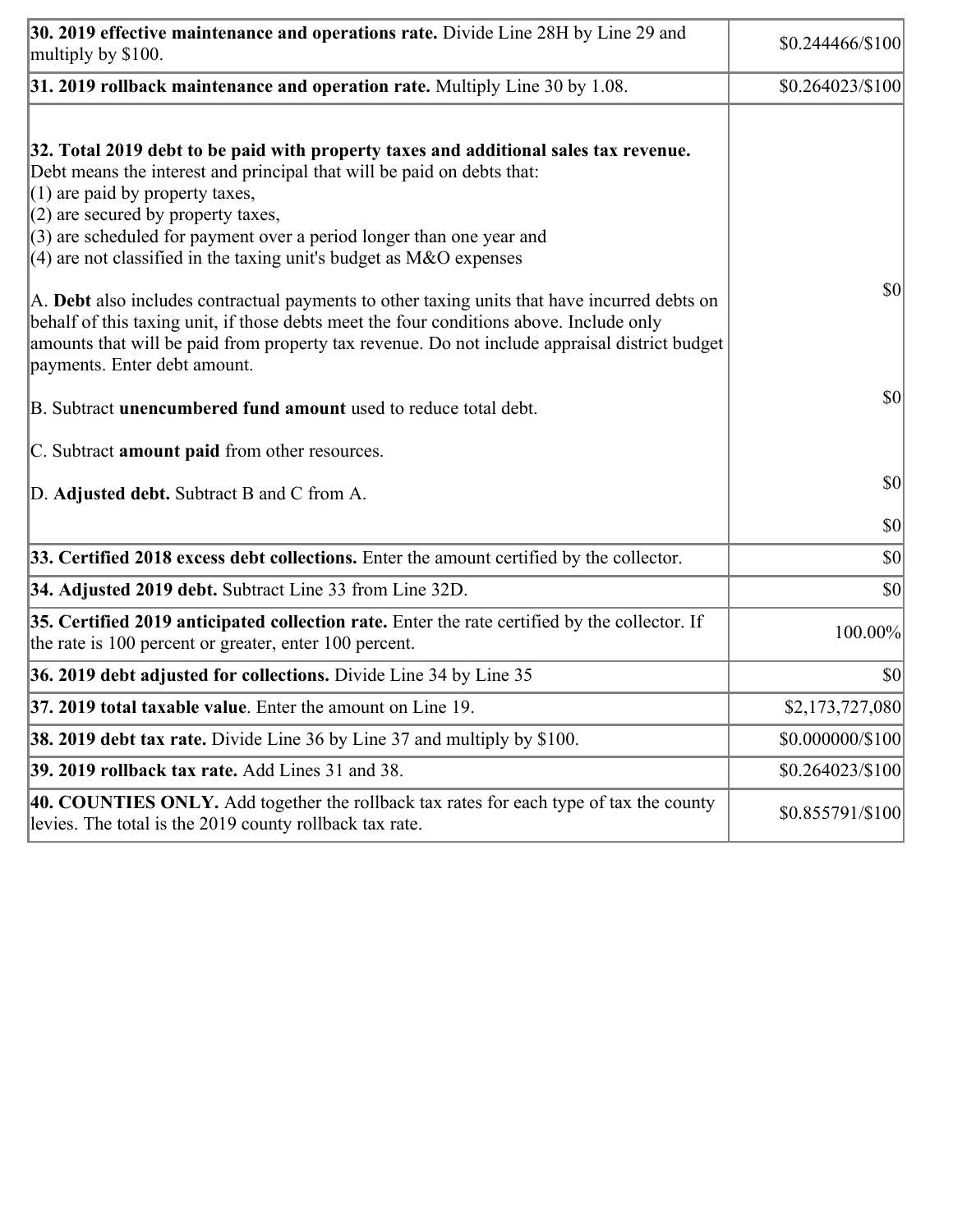| | |
|---|---|
| **30. 2019 effective maintenance and operations rate.** Divide Line 28H by Line 29 and multiply by $100. | $0.244466/$100 |
| **31. 2019 rollback maintenance and operation rate.** Multiply Line 30 by 1.08. | $0.264023/$100 |
| **32. Total 2019 debt to be paid with property taxes and additional sales tax revenue.** Debt means the interest and principal that will be paid on debts that:<br>(1) are paid by property taxes,<br>(2) are secured by property taxes,<br>(3) are scheduled for payment over a period longer than one year and<br>(4) are not classified in the taxing unit's budget as M&O expenses<br><br>A. **Debt** also includes contractual payments to other taxing units that have incurred debts on behalf of this taxing unit, if those debts meet the four conditions above. Include only amounts that will be paid from property tax revenue. Do not include appraisal district budget payments. Enter debt amount.<br><br>B. Subtract **unencumbered fund amount** used to reduce total debt.<br><br>C. Subtract **amount paid** from other resources.<br><br>D. **Adjusted debt.** Subtract B and C from A. | $0<br><br>$0<br><br>$0<br><br>$0 |
| **33. Certified 2018 excess debt collections.** Enter the amount certified by the collector. | $0 |
| **34. Adjusted 2019 debt.** Subtract Line 33 from Line 32D. | $0 |
| **35. Certified 2019 anticipated collection rate.** Enter the rate certified by the collector. If the rate is 100 percent or greater, enter 100 percent. | 100.00% |
| **36. 2019 debt adjusted for collections.** Divide Line 34 by Line 35 | $0 |
| **37. 2019 total taxable value**. Enter the amount on Line 19. | $2,173,727,080 |
| **38. 2019 debt tax rate.** Divide Line 36 by Line 37 and multiply by $100. | $0.000000/$100 |
| **39. 2019 rollback tax rate.** Add Lines 31 and 38. | $0.264023/$100 |
| **40. COUNTIES ONLY.** Add together the rollback tax rates for each type of tax the county levies. The total is the 2019 county rollback tax rate. | $0.855791/$100 |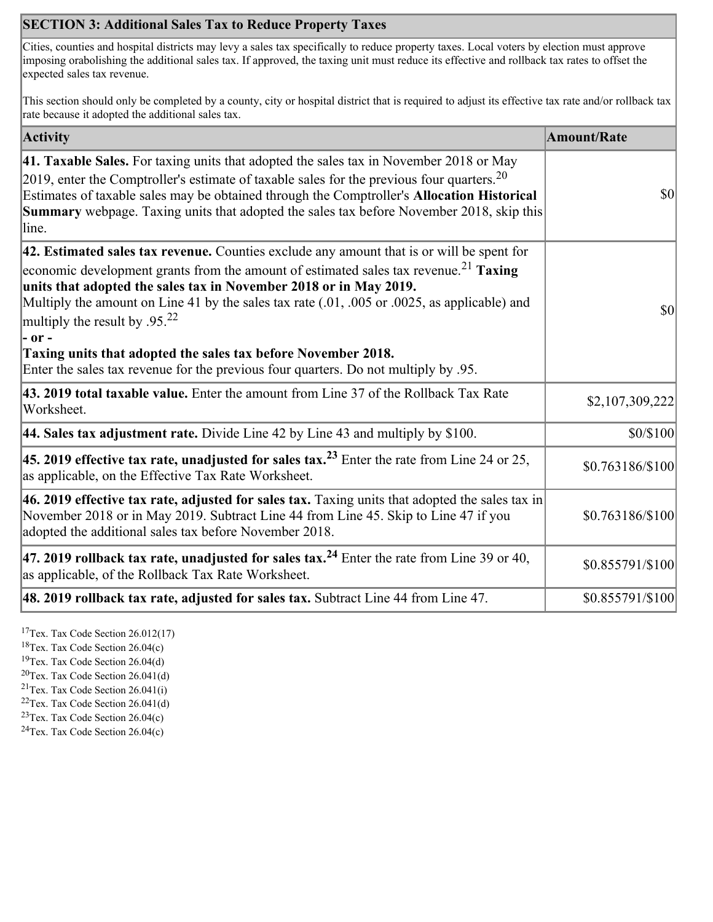## SECTION 3: Additional Sales Tax to Reduce Property Taxes

Cities, counties and hospital districts may levy a sales tax specifically to reduce property taxes. Local voters by election must approve imposing orabolishing the additional sales tax. If approved, the taxing unit must reduce its effective and rollback tax rates to offset the expected sales tax revenue.

This section should only be completed by a county, city or hospital district that is required to adjust its effective tax rate and/or rollback tax rate because it adopted the additional sales tax.

| Activity | Amount/Rate |
|---|---|
| **41. Taxable Sales.** For taxing units that adopted the sales tax in November 2018 or May 2019, enter the Comptroller's estimate of taxable sales for the previous four quarters.[20] Estimates of taxable sales may be obtained through the Comptroller's **Allocation Historical Summary** webpage. Taxing units that adopted the sales tax before November 2018, skip this line. | $0 |
| **42. Estimated sales tax revenue.** Counties exclude any amount that is or will be spent for economic development grants from the amount of estimated sales tax revenue.[21] **Taxing units that adopted the sales tax in November 2018 or in May 2019.** Multiply the amount on Line 41 by the sales tax rate (.01, .005 or .0025, as applicable) and multiply the result by .95.[22] **- or -** **Taxing units that adopted the sales tax before November 2018.** Enter the sales tax revenue for the previous four quarters. Do not multiply by .95. | $0 |
| **43. 2019 total taxable value.** Enter the amount from Line 37 of the Rollback Tax Rate Worksheet. | $2,107,309,222 |
| **44. Sales tax adjustment rate.** Divide Line 42 by Line 43 and multiply by $100. | $0/$100 |
| **45. 2019 effective tax rate, unadjusted for sales tax.**[23] Enter the rate from Line 24 or 25, as applicable, on the Effective Tax Rate Worksheet. | $0.763186/$100 |
| **46. 2019 effective tax rate, adjusted for sales tax.** Taxing units that adopted the sales tax in November 2018 or in May 2019. Subtract Line 44 from Line 45. Skip to Line 47 if you adopted the additional sales tax before November 2018. | $0.763186/$100 |
| **47. 2019 rollback tax rate, unadjusted for sales tax.**[24] Enter the rate from Line 39 or 40, as applicable, of the Rollback Tax Rate Worksheet. | $0.855791/$100 |
| **48. 2019 rollback tax rate, adjusted for sales tax.** Subtract Line 44 from Line 47. | $0.855791/$100 |

[17]Tex. Tax Code Section 26.012(17)
[18]Tex. Tax Code Section 26.04(c)
[19]Tex. Tax Code Section 26.04(d)
[20]Tex. Tax Code Section 26.041(d)
[21]Tex. Tax Code Section 26.041(i)
[22]Tex. Tax Code Section 26.041(d)
[23]Tex. Tax Code Section 26.04(c)
[24]Tex. Tax Code Section 26.04(c)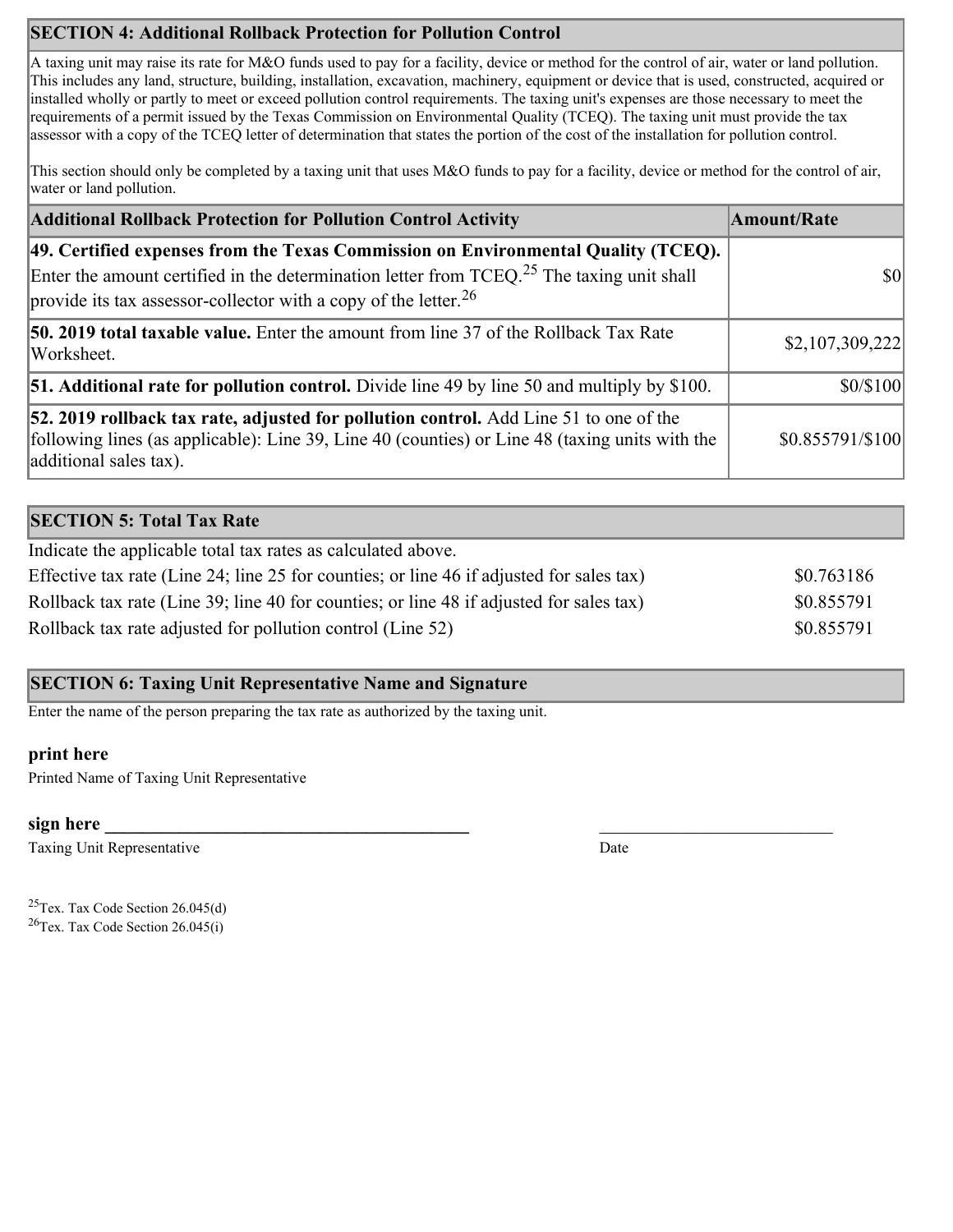## SECTION 4: Additional Rollback Protection for Pollution Control

A taxing unit may raise its rate for M&O funds used to pay for a facility, device or method for the control of air, water or land pollution. This includes any land, structure, building, installation, excavation, machinery, equipment or device that is used, constructed, acquired or installed wholly or partly to meet or exceed pollution control requirements. The taxing unit's expenses are those necessary to meet the requirements of a permit issued by the Texas Commission on Environmental Quality (TCEQ). The taxing unit must provide the tax assessor with a copy of the TCEQ letter of determination that states the portion of the cost of the installation for pollution control.

This section should only be completed by a taxing unit that uses M&O funds to pay for a facility, device or method for the control of air, water or land pollution.

| Additional Rollback Protection for Pollution Control Activity | Amount/Rate |
|---|---|
| **49. Certified expenses from the Texas Commission on Environmental Quality (TCEQ).** Enter the amount certified in the determination letter from TCEQ.[25] The taxing unit shall provide its tax assessor-collector with a copy of the letter.[26] | $0 |
| **50. 2019 total taxable value.** Enter the amount from line 37 of the Rollback Tax Rate Worksheet. | $2,107,309,222 |
| **51. Additional rate for pollution control.** Divide line 49 by line 50 and multiply by $100. | $0/$100 |
| **52. 2019 rollback tax rate, adjusted for pollution control.** Add Line 51 to one of the following lines (as applicable): Line 39, Line 40 (counties) or Line 48 (taxing units with the additional sales tax). | $0.855791/$100 |

## SECTION 5: Total Tax Rate

Indicate the applicable total tax rates as calculated above.

| | |
|---|---|
| Effective tax rate (Line 24; line 25 for counties; or line 46 if adjusted for sales tax) | $0.763186 |
| Rollback tax rate (Line 39; line 40 for counties; or line 48 if adjusted for sales tax) | $0.855791 |
| Rollback tax rate adjusted for pollution control (Line 52) | $0.855791 |

## SECTION 6: Taxing Unit Representative Name and Signature

Enter the name of the person preparing the tax rate as authorized by the taxing unit.

**print here**

Printed Name of Taxing Unit Representative

**sign here** ________________________________________ ____________________________

Taxing Unit Representative Date

[25] Tex. Tax Code Section 26.045(d)

[26] Tex. Tax Code Section 26.045(i)